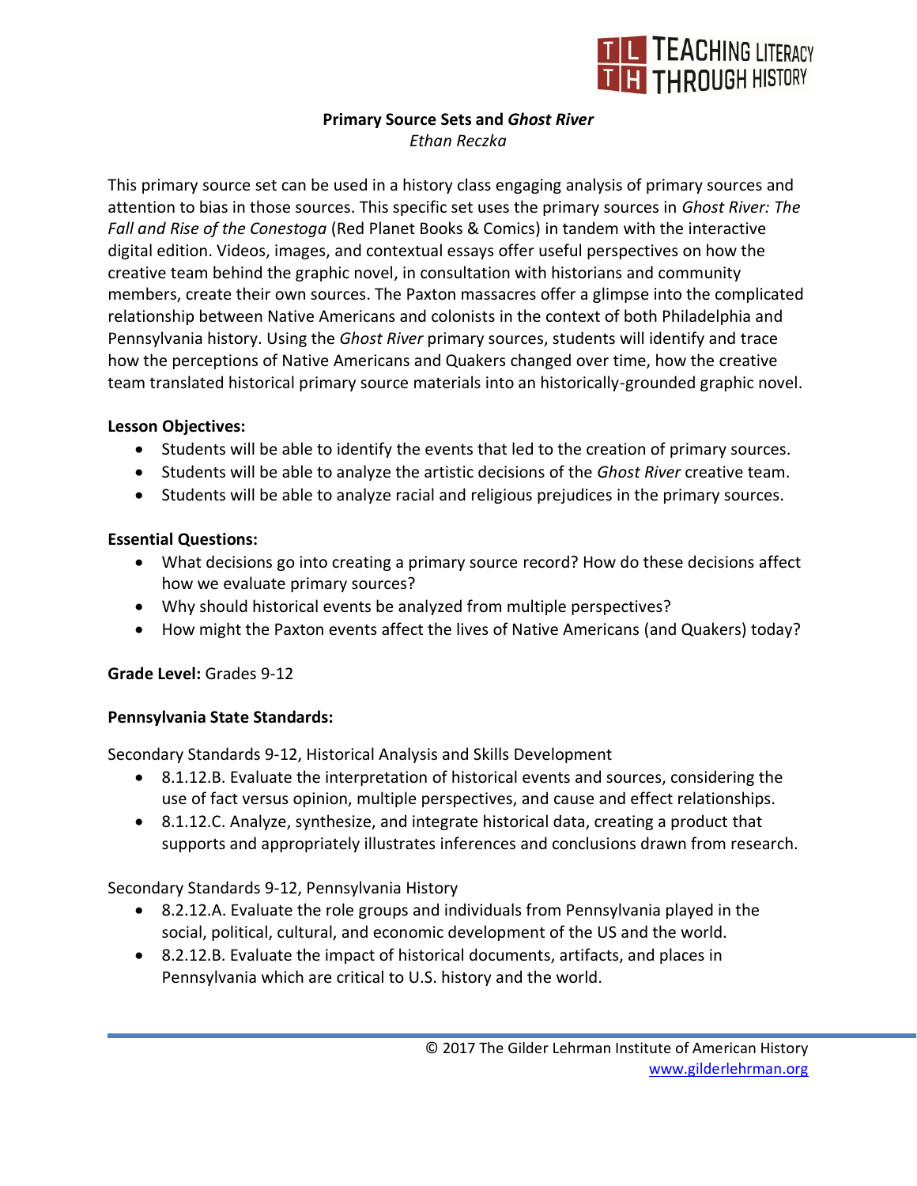# Primary Source Sets and *Ghost River*

*Ethan Reczka*

This primary source set can be used in a history class engaging analysis of primary sources and attention to bias in those sources. This specific set uses the primary sources in *Ghost River: The Fall and Rise of the Conestoga* (Red Planet Books & Comics) in tandem with the interactive digital edition. Videos, images, and contextual essays offer useful perspectives on how the creative team behind the graphic novel, in consultation with historians and community members, create their own sources. The Paxton massacres offer a glimpse into the complicated relationship between Native Americans and colonists in the context of both Philadelphia and Pennsylvania history. Using the *Ghost River* primary sources, students will identify and trace how the perceptions of Native Americans and Quakers changed over time, how the creative team translated historical primary source materials into an historically-grounded graphic novel.

**Lesson Objectives:**

- Students will be able to identify the events that led to the creation of primary sources.
- Students will be able to analyze the artistic decisions of the *Ghost River* creative team.
- Students will be able to analyze racial and religious prejudices in the primary sources.

**Essential Questions:**

- What decisions go into creating a primary source record? How do these decisions affect how we evaluate primary sources?
- Why should historical events be analyzed from multiple perspectives?
- How might the Paxton events affect the lives of Native Americans (and Quakers) today?

**Grade Level:** Grades 9-12

**Pennsylvania State Standards:**

Secondary Standards 9-12, Historical Analysis and Skills Development

- 8.1.12.B. Evaluate the interpretation of historical events and sources, considering the use of fact versus opinion, multiple perspectives, and cause and effect relationships.
- 8.1.12.C. Analyze, synthesize, and integrate historical data, creating a product that supports and appropriately illustrates inferences and conclusions drawn from research.

Secondary Standards 9-12, Pennsylvania History

- 8.2.12.A. Evaluate the role groups and individuals from Pennsylvania played in the social, political, cultural, and economic development of the US and the world.
- 8.2.12.B. Evaluate the impact of historical documents, artifacts, and places in Pennsylvania which are critical to U.S. history and the world.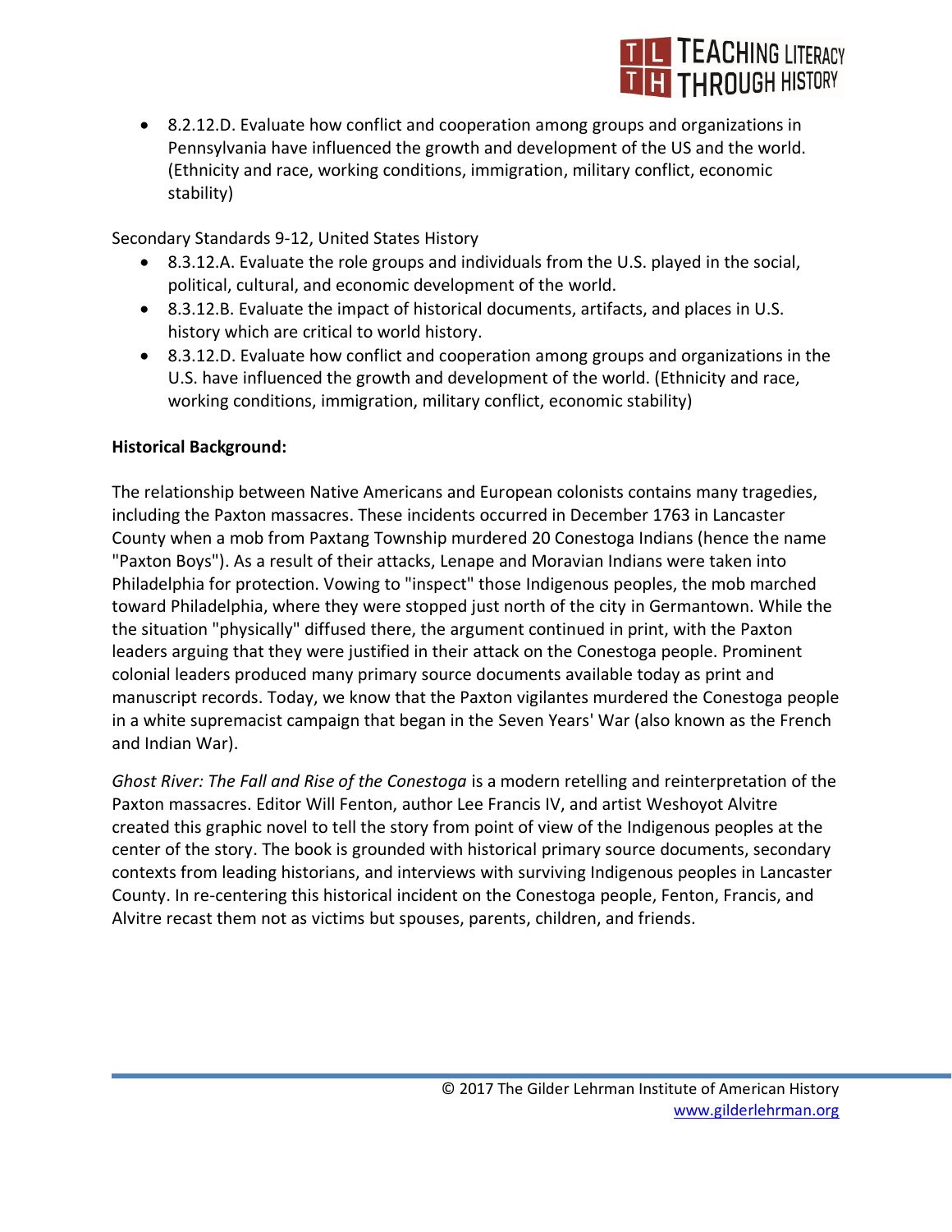- 8.2.12.D. Evaluate how conflict and cooperation among groups and organizations in Pennsylvania have influenced the growth and development of the US and the world. (Ethnicity and race, working conditions, immigration, military conflict, economic stability)

Secondary Standards 9-12, United States History

- 8.3.12.A. Evaluate the role groups and individuals from the U.S. played in the social, political, cultural, and economic development of the world.
- 8.3.12.B. Evaluate the impact of historical documents, artifacts, and places in U.S. history which are critical to world history.
- 8.3.12.D. Evaluate how conflict and cooperation among groups and organizations in the U.S. have influenced the growth and development of the world. (Ethnicity and race, working conditions, immigration, military conflict, economic stability)

**Historical Background:**

The relationship between Native Americans and European colonists contains many tragedies, including the Paxton massacres. These incidents occurred in December 1763 in Lancaster County when a mob from Paxtang Township murdered 20 Conestoga Indians (hence the name "Paxton Boys"). As a result of their attacks, Lenape and Moravian Indians were taken into Philadelphia for protection. Vowing to "inspect" those Indigenous peoples, the mob marched toward Philadelphia, where they were stopped just north of the city in Germantown. While the the situation "physically" diffused there, the argument continued in print, with the Paxton leaders arguing that they were justified in their attack on the Conestoga people. Prominent colonial leaders produced many primary source documents available today as print and manuscript records. Today, we know that the Paxton vigilantes murdered the Conestoga people in a white supremacist campaign that began in the Seven Years' War (also known as the French and Indian War).

*Ghost River: The Fall and Rise of the Conestoga* is a modern retelling and reinterpretation of the Paxton massacres. Editor Will Fenton, author Lee Francis IV, and artist Weshoyot Alvitre created this graphic novel to tell the story from point of view of the Indigenous peoples at the center of the story. The book is grounded with historical primary source documents, secondary contexts from leading historians, and interviews with surviving Indigenous peoples in Lancaster County. In re-centering this historical incident on the Conestoga people, Fenton, Francis, and Alvitre recast them not as victims but spouses, parents, children, and friends.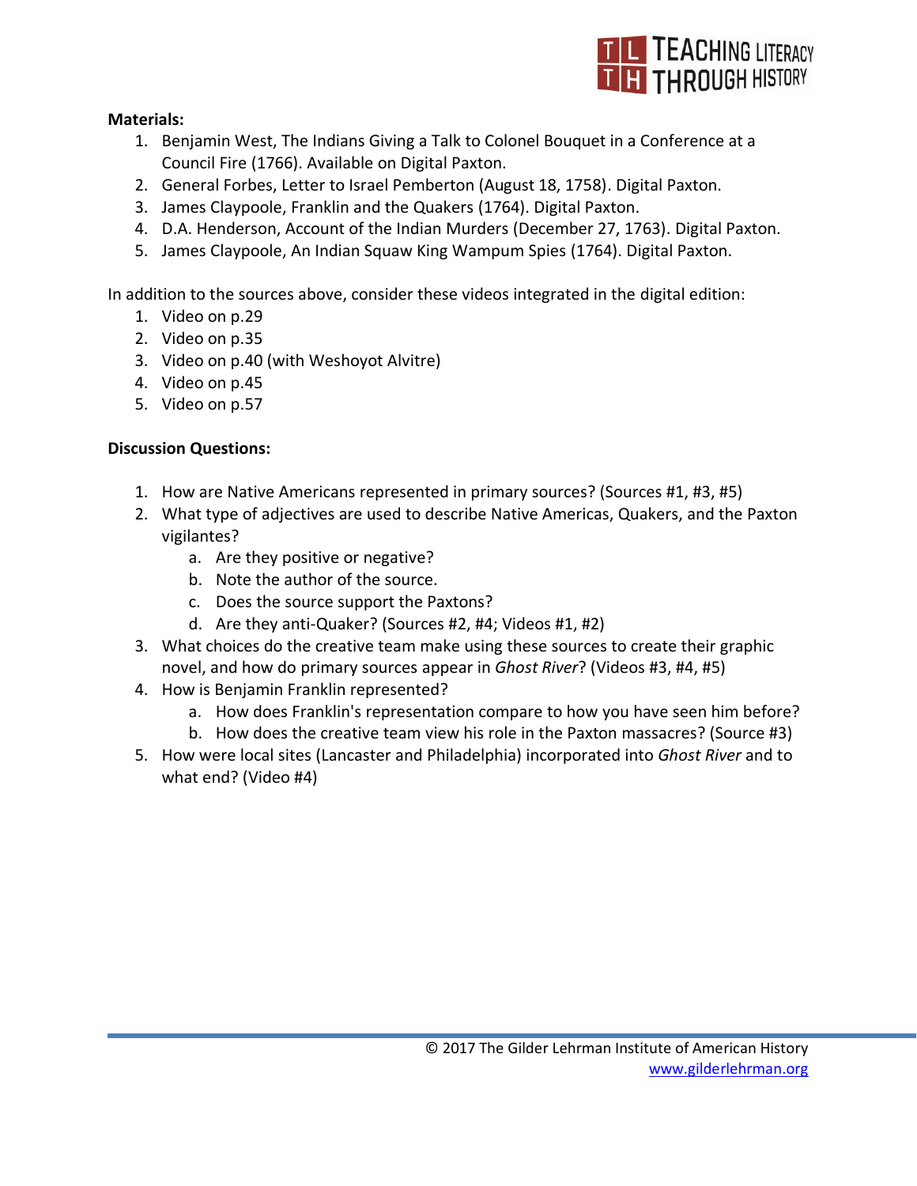**Materials:**

1. Benjamin West, The Indians Giving a Talk to Colonel Bouquet in a Conference at a Council Fire (1766). Available on Digital Paxton.
2. General Forbes, Letter to Israel Pemberton (August 18, 1758). Digital Paxton.
3. James Claypoole, Franklin and the Quakers (1764). Digital Paxton.
4. D.A. Henderson, Account of the Indian Murders (December 27, 1763). Digital Paxton.
5. James Claypoole, An Indian Squaw King Wampum Spies (1764). Digital Paxton.

In addition to the sources above, consider these videos integrated in the digital edition:

1. Video on p.29
2. Video on p.35
3. Video on p.40 (with Weshoyot Alvitre)
4. Video on p.45
5. Video on p.57

**Discussion Questions:**

1. How are Native Americans represented in primary sources? (Sources #1, #3, #5)
2. What type of adjectives are used to describe Native Americas, Quakers, and the Paxton vigilantes?
   a. Are they positive or negative?
   b. Note the author of the source.
   c. Does the source support the Paxtons?
   d. Are they anti-Quaker? (Sources #2, #4; Videos #1, #2)
3. What choices do the creative team make using these sources to create their graphic novel, and how do primary sources appear in *Ghost River*? (Videos #3, #4, #5)
4. How is Benjamin Franklin represented?
   a. How does Franklin's representation compare to how you have seen him before?
   b. How does the creative team view his role in the Paxton massacres? (Source #3)
5. How were local sites (Lancaster and Philadelphia) incorporated into *Ghost River* and to what end? (Video #4)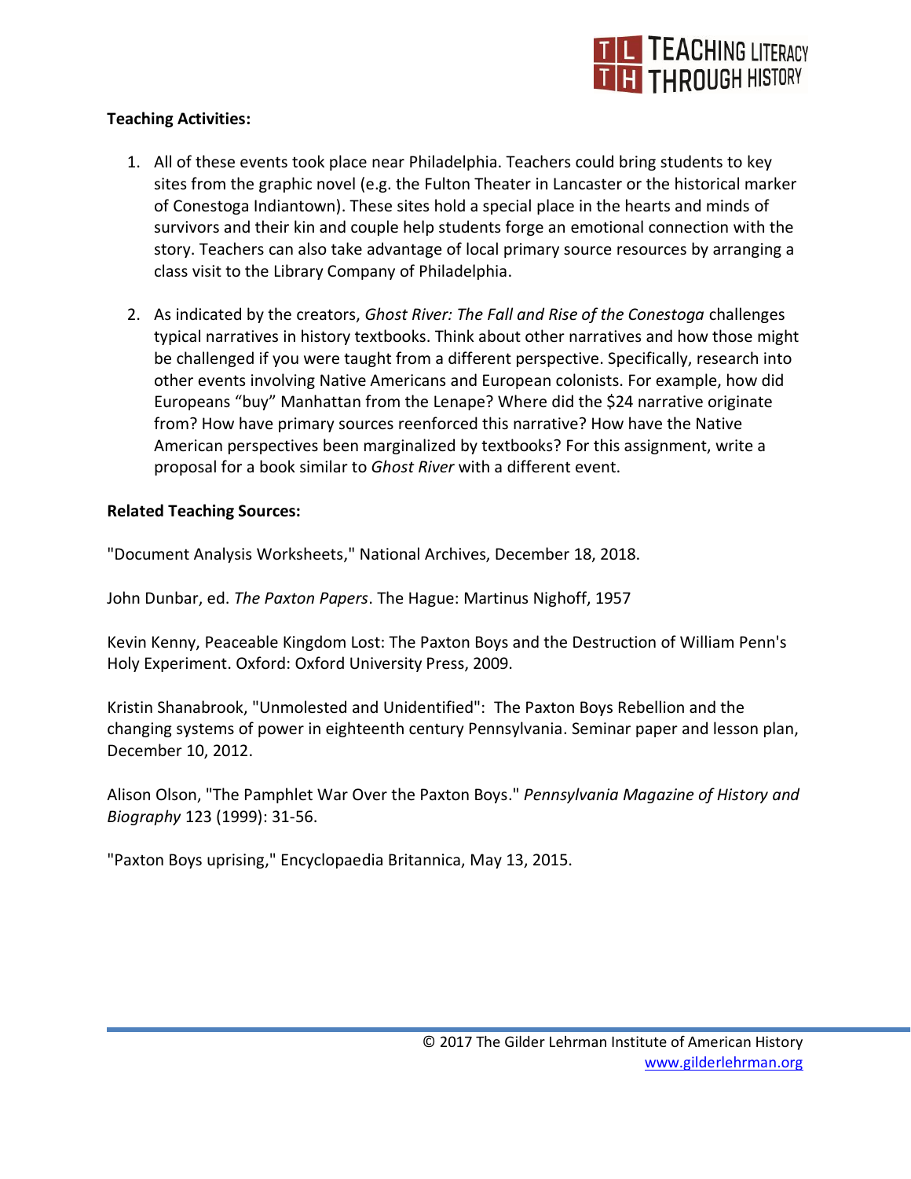**Teaching Activities:**

1. All of these events took place near Philadelphia. Teachers could bring students to key sites from the graphic novel (e.g. the Fulton Theater in Lancaster or the historical marker of Conestoga Indiantown). These sites hold a special place in the hearts and minds of survivors and their kin and couple help students forge an emotional connection with the story. Teachers can also take advantage of local primary source resources by arranging a class visit to the Library Company of Philadelphia.

2. As indicated by the creators, *Ghost River: The Fall and Rise of the Conestoga* challenges typical narratives in history textbooks. Think about other narratives and how those might be challenged if you were taught from a different perspective. Specifically, research into other events involving Native Americans and European colonists. For example, how did Europeans "buy" Manhattan from the Lenape? Where did the $24 narrative originate from? How have primary sources reenforced this narrative? How have the Native American perspectives been marginalized by textbooks? For this assignment, write a proposal for a book similar to *Ghost River* with a different event.

**Related Teaching Sources:**

"Document Analysis Worksheets," National Archives, December 18, 2018.

John Dunbar, ed. *The Paxton Papers*. The Hague: Martinus Nighoff, 1957

Kevin Kenny, Peaceable Kingdom Lost: The Paxton Boys and the Destruction of William Penn's Holy Experiment. Oxford: Oxford University Press, 2009.

Kristin Shanabrook, "Unmolested and Unidentified": The Paxton Boys Rebellion and the changing systems of power in eighteenth century Pennsylvania. Seminar paper and lesson plan, December 10, 2012.

Alison Olson, "The Pamphlet War Over the Paxton Boys." *Pennsylvania Magazine of History and Biography* 123 (1999): 31-56.

"Paxton Boys uprising," Encyclopaedia Britannica, May 13, 2015.